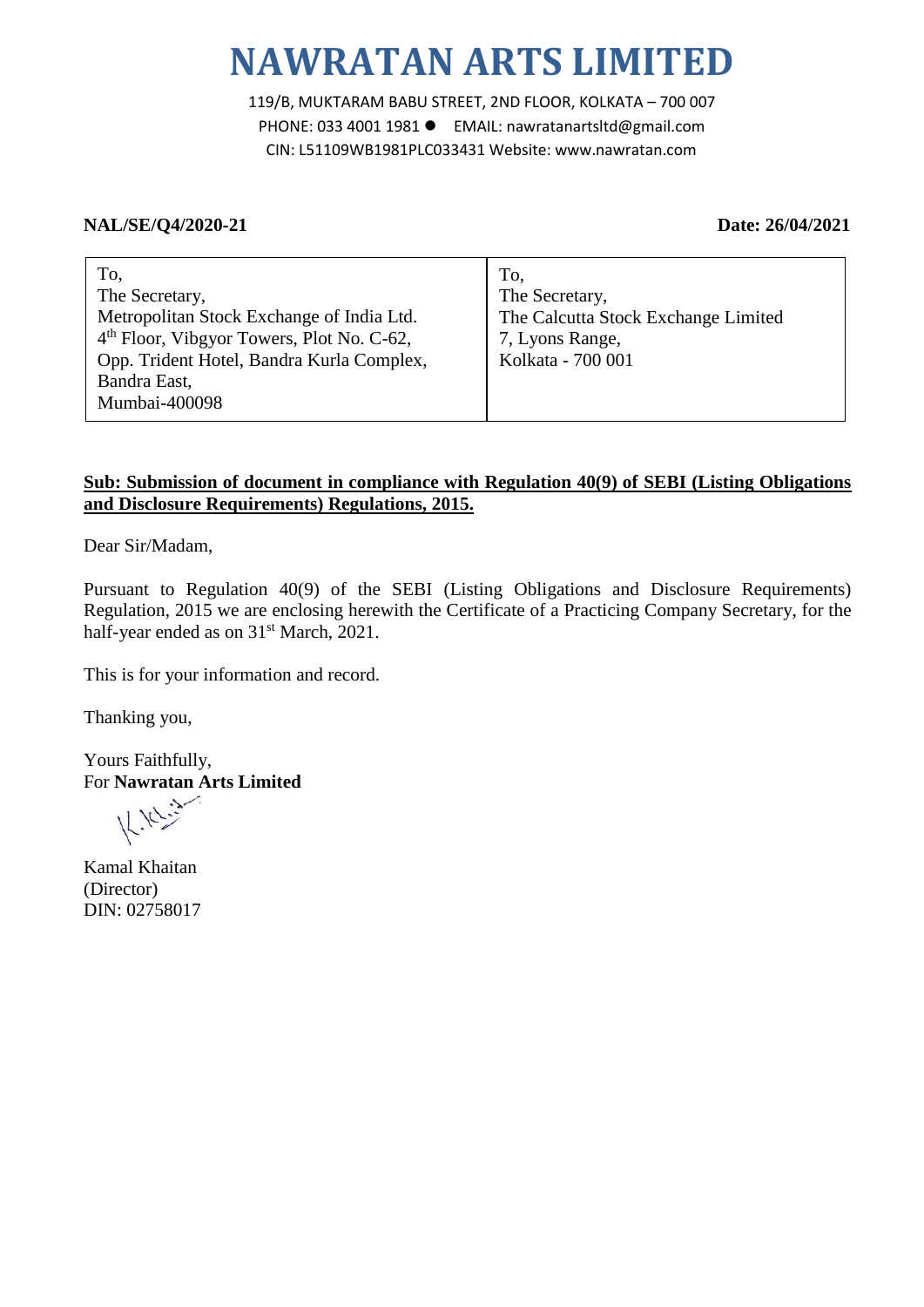# NAWRATAN ARTS LIMITED

119/B, MUKTARAM BABU STREET, 2ND FLOOR, KOLKATA – 700 007
PHONE: 033 4001 1981 ● EMAIL: nawratanartsltd@gmail.com
CIN: L51109WB1981PLC033431 Website: www.nawratan.com

**NAL/SE/Q4/2020-21** **Date: 26/04/2021**

| To,<br>The Secretary,<br>Metropolitan Stock Exchange of India Ltd.<br>4th Floor, Vibgyor Towers, Plot No. C-62,<br>Opp. Trident Hotel, Bandra Kurla Complex,<br>Bandra East,<br>Mumbai-400098 | To,<br>The Secretary,<br>The Calcutta Stock Exchange Limited<br>7, Lyons Range,<br>Kolkata - 700 001 |
|---|---|

**Sub: Submission of document in compliance with Regulation 40(9) of SEBI (Listing Obligations and Disclosure Requirements) Regulations, 2015.**

Dear Sir/Madam,

Pursuant to Regulation 40(9) of the SEBI (Listing Obligations and Disclosure Requirements) Regulation, 2015 we are enclosing herewith the Certificate of a Practicing Company Secretary, for the half-year ended as on 31st March, 2021.

This is for your information and record.

Thanking you,

Yours Faithfully,
For **Nawratan Arts Limited**

Kamal Khaitan
(Director)
DIN: 02758017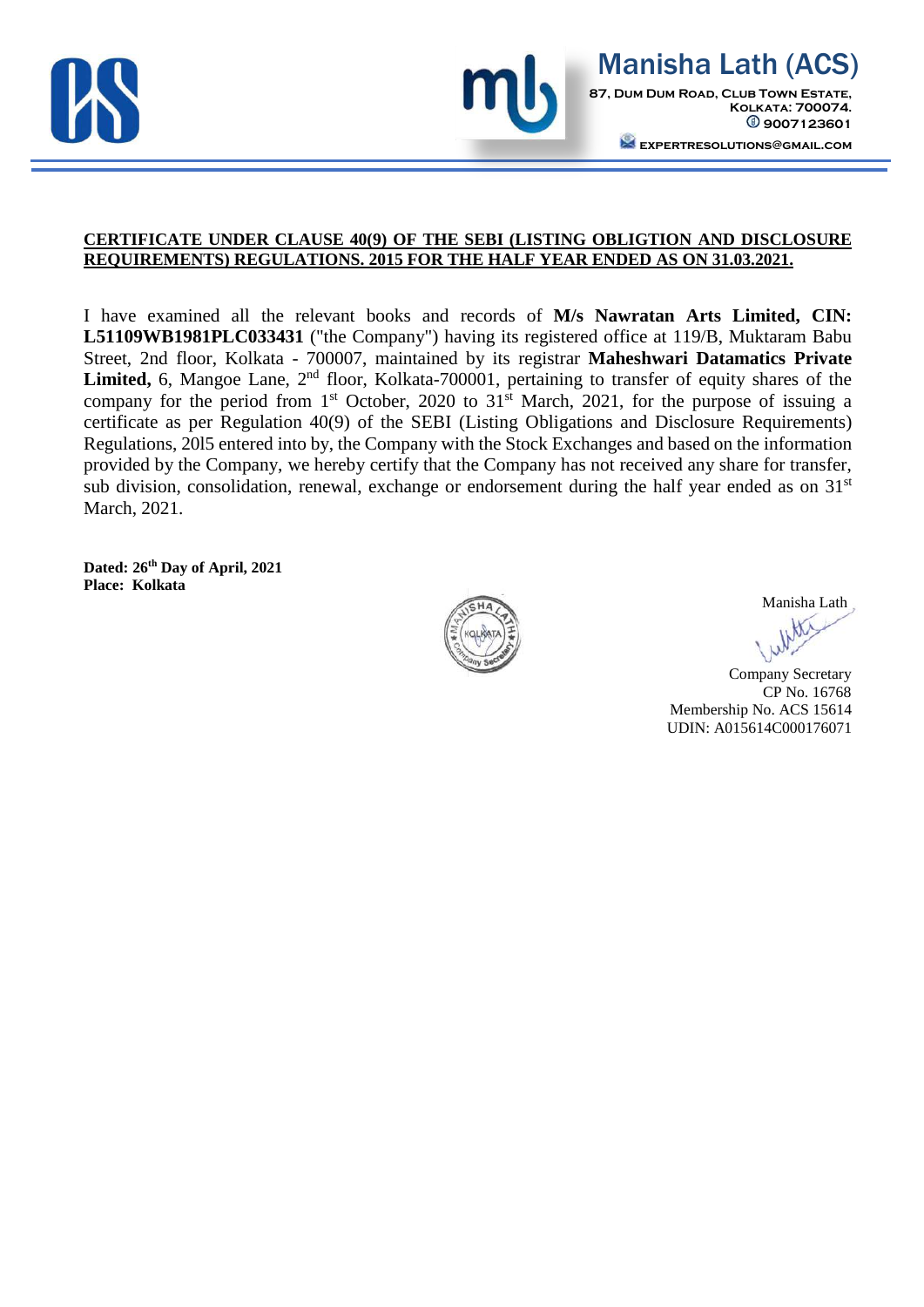Manisha Lath (ACS)

87, Dum Dum Road, Club Town Estate,
Kolkata: 700074.
9007123601
expertresolutions@gmail.com

**CERTIFICATE UNDER CLAUSE 40(9) OF THE SEBI (LISTING OBLIGTION AND DISCLOSURE REQUIREMENTS) REGULATIONS. 2015 FOR THE HALF YEAR ENDED AS ON 31.03.2021.**

I have examined all the relevant books and records of **M/s Nawratan Arts Limited, CIN: L51109WB1981PLC033431** ("the Company") having its registered office at 119/B, Muktaram Babu Street, 2nd floor, Kolkata - 700007, maintained by its registrar **Maheshwari Datamatics Private Limited,** 6, Mangoe Lane, 2nd floor, Kolkata-700001, pertaining to transfer of equity shares of the company for the period from 1st October, 2020 to 31st March, 2021, for the purpose of issuing a certificate as per Regulation 40(9) of the SEBI (Listing Obligations and Disclosure Requirements) Regulations, 20l5 entered into by, the Company with the Stock Exchanges and based on the information provided by the Company, we hereby certify that the Company has not received any share for transfer, sub division, consolidation, renewal, exchange or endorsement during the half year ended as on 31st March, 2021.

**Dated: 26th Day of April, 2021**
**Place: Kolkata**

Manisha Lath

Company Secretary
CP No. 16768
Membership No. ACS 15614
UDIN: A015614C000176071